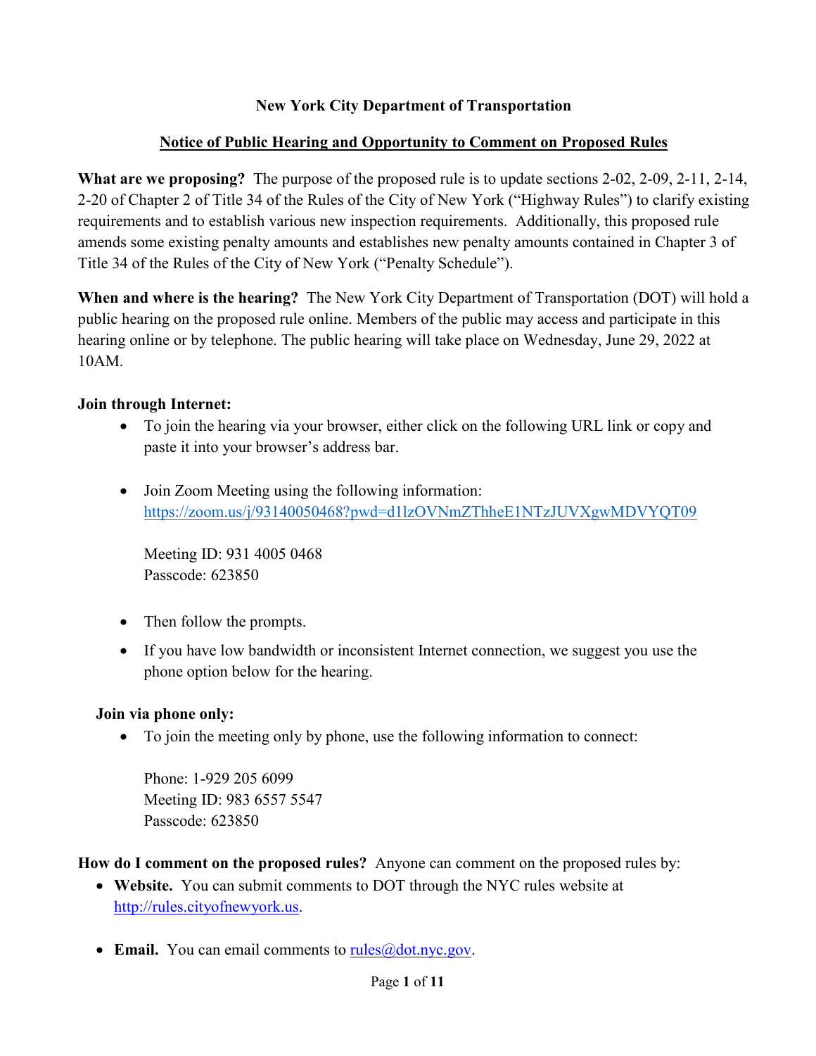## New York City Department of Transportation

### Notice of Public Hearing and Opportunity to Comment on Proposed Rules

**What are we proposing?** The purpose of the proposed rule is to update sections 2-02, 2-09, 2-11, 2-14, 2-20 of Chapter 2 of Title 34 of the Rules of the City of New York ("Highway Rules") to clarify existing requirements and to establish various new inspection requirements. Additionally, this proposed rule amends some existing penalty amounts and establishes new penalty amounts contained in Chapter 3 of Title 34 of the Rules of the City of New York ("Penalty Schedule").

**When and where is the hearing?** The New York City Department of Transportation (DOT) will hold a public hearing on the proposed rule online. Members of the public may access and participate in this hearing online or by telephone. The public hearing will take place on Wednesday, June 29, 2022 at 10AM.

**Join through Internet:**

- To join the hearing via your browser, either click on the following URL link or copy and paste it into your browser's address bar.
- Join Zoom Meeting using the following information: [https://zoom.us/j/93140050468?pwd=d1lzOVNmZThheE1NTzJUVXgwMDVYQT09](https://zoom.us/j/93140050468?pwd=d1lzOVNmZThheE1NTzJUVXgwMDVYQT09)

  Meeting ID: 931 4005 0468
  Passcode: 623850

- Then follow the prompts.
- If you have low bandwidth or inconsistent Internet connection, we suggest you use the phone option below for the hearing.

**Join via phone only:**

- To join the meeting only by phone, use the following information to connect:

  Phone: 1-929 205 6099
  Meeting ID: 983 6557 5547
  Passcode: 623850

**How do I comment on the proposed rules?** Anyone can comment on the proposed rules by:

- **Website.** You can submit comments to DOT through the NYC rules website at [http://rules.cityofnewyork.us](http://rules.cityofnewyork.us).
- **Email.** You can email comments to [rules@dot.nyc.gov](mailto:rules@dot.nyc.gov).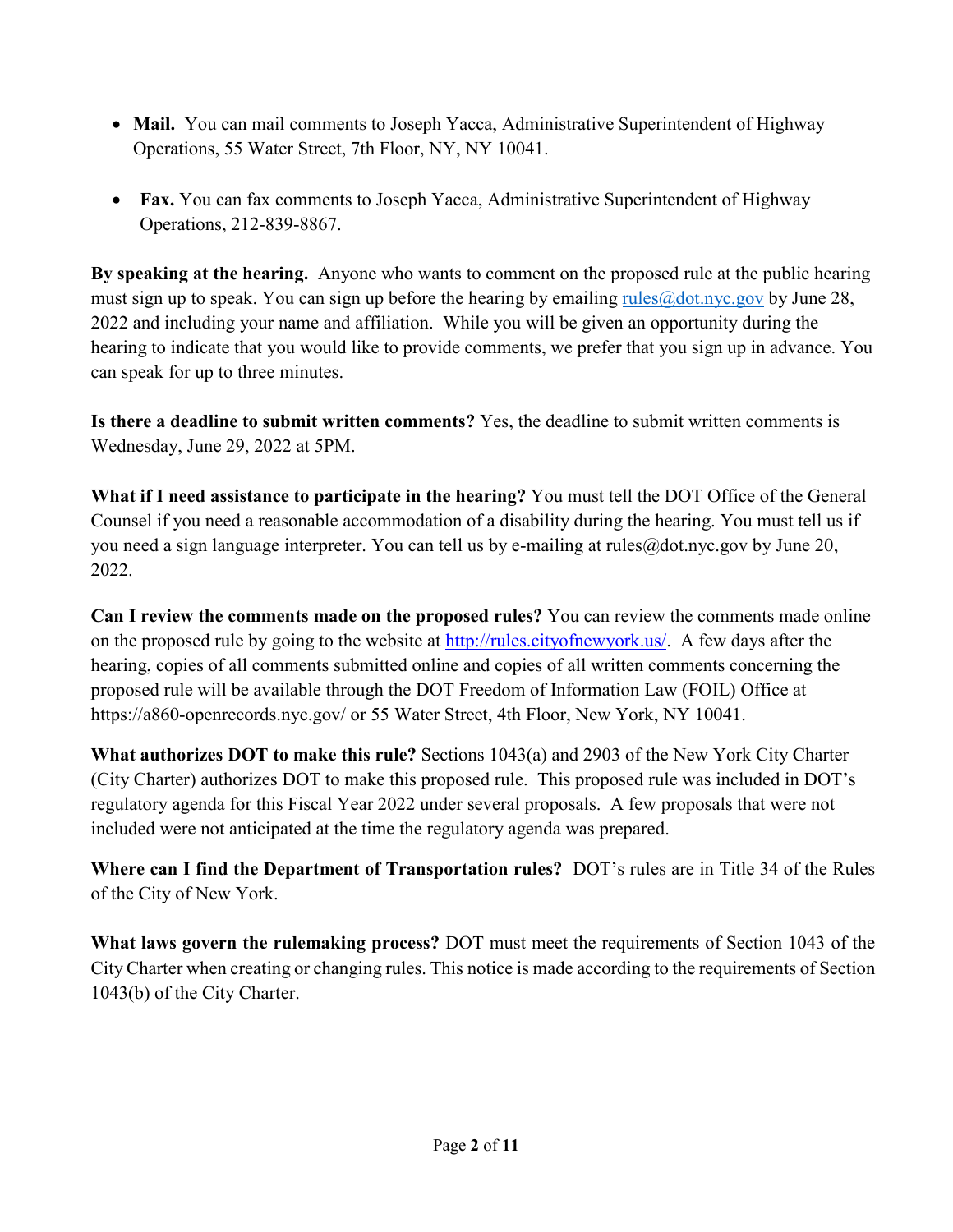- **Mail.** You can mail comments to Joseph Yacca, Administrative Superintendent of Highway Operations, 55 Water Street, 7th Floor, NY, NY 10041.

- **Fax.** You can fax comments to Joseph Yacca, Administrative Superintendent of Highway Operations, 212-839-8867.

**By speaking at the hearing.** Anyone who wants to comment on the proposed rule at the public hearing must sign up to speak. You can sign up before the hearing by emailing rules@dot.nyc.gov by June 28, 2022 and including your name and affiliation. While you will be given an opportunity during the hearing to indicate that you would like to provide comments, we prefer that you sign up in advance. You can speak for up to three minutes.

**Is there a deadline to submit written comments?** Yes, the deadline to submit written comments is Wednesday, June 29, 2022 at 5PM.

**What if I need assistance to participate in the hearing?** You must tell the DOT Office of the General Counsel if you need a reasonable accommodation of a disability during the hearing. You must tell us if you need a sign language interpreter. You can tell us by e-mailing at rules@dot.nyc.gov by June 20, 2022.

**Can I review the comments made on the proposed rules?** You can review the comments made online on the proposed rule by going to the website at http://rules.cityofnewyork.us/. A few days after the hearing, copies of all comments submitted online and copies of all written comments concerning the proposed rule will be available through the DOT Freedom of Information Law (FOIL) Office at https://a860-openrecords.nyc.gov/ or 55 Water Street, 4th Floor, New York, NY 10041.

**What authorizes DOT to make this rule?** Sections 1043(a) and 2903 of the New York City Charter (City Charter) authorizes DOT to make this proposed rule. This proposed rule was included in DOT's regulatory agenda for this Fiscal Year 2022 under several proposals. A few proposals that were not included were not anticipated at the time the regulatory agenda was prepared.

**Where can I find the Department of Transportation rules?** DOT's rules are in Title 34 of the Rules of the City of New York.

**What laws govern the rulemaking process?** DOT must meet the requirements of Section 1043 of the City Charter when creating or changing rules. This notice is made according to the requirements of Section 1043(b) of the City Charter.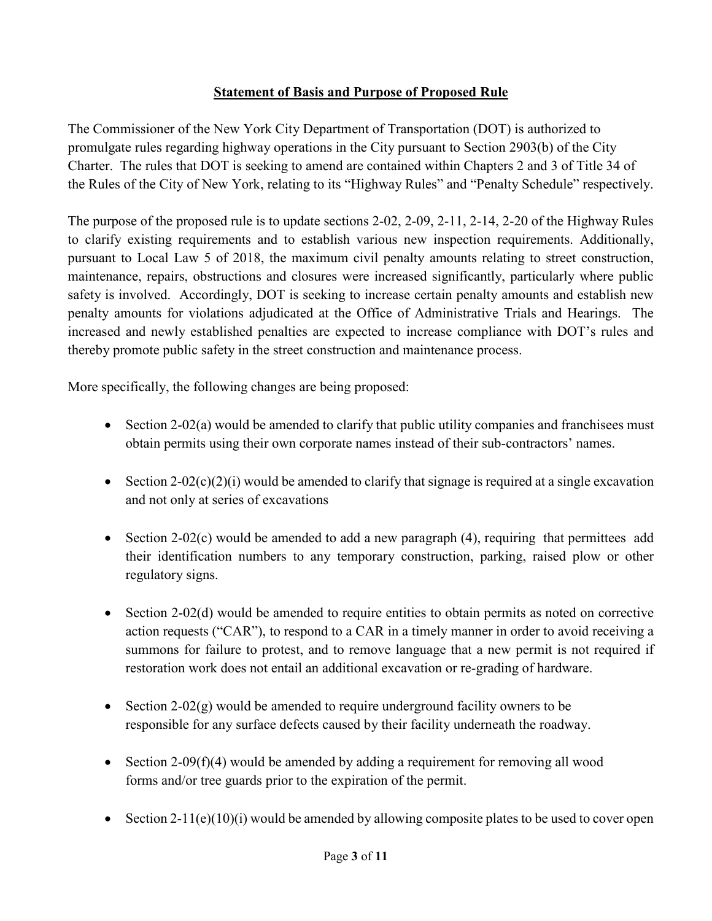**Statement of Basis and Purpose of Proposed Rule**

The Commissioner of the New York City Department of Transportation (DOT) is authorized to promulgate rules regarding highway operations in the City pursuant to Section 2903(b) of the City Charter. The rules that DOT is seeking to amend are contained within Chapters 2 and 3 of Title 34 of the Rules of the City of New York, relating to its "Highway Rules" and "Penalty Schedule" respectively.

The purpose of the proposed rule is to update sections 2-02, 2-09, 2-11, 2-14, 2-20 of the Highway Rules to clarify existing requirements and to establish various new inspection requirements. Additionally, pursuant to Local Law 5 of 2018, the maximum civil penalty amounts relating to street construction, maintenance, repairs, obstructions and closures were increased significantly, particularly where public safety is involved. Accordingly, DOT is seeking to increase certain penalty amounts and establish new penalty amounts for violations adjudicated at the Office of Administrative Trials and Hearings. The increased and newly established penalties are expected to increase compliance with DOT's rules and thereby promote public safety in the street construction and maintenance process.

More specifically, the following changes are being proposed:

- Section 2-02(a) would be amended to clarify that public utility companies and franchisees must obtain permits using their own corporate names instead of their sub-contractors' names.
- Section 2-02(c)(2)(i) would be amended to clarify that signage is required at a single excavation and not only at series of excavations
- Section 2-02(c) would be amended to add a new paragraph (4), requiring that permittees add their identification numbers to any temporary construction, parking, raised plow or other regulatory signs.
- Section 2-02(d) would be amended to require entities to obtain permits as noted on corrective action requests ("CAR"), to respond to a CAR in a timely manner in order to avoid receiving a summons for failure to protest, and to remove language that a new permit is not required if restoration work does not entail an additional excavation or re-grading of hardware.
- Section 2-02(g) would be amended to require underground facility owners to be responsible for any surface defects caused by their facility underneath the roadway.
- Section 2-09(f)(4) would be amended by adding a requirement for removing all wood forms and/or tree guards prior to the expiration of the permit.
- Section 2-11(e)(10)(i) would be amended by allowing composite plates to be used to cover open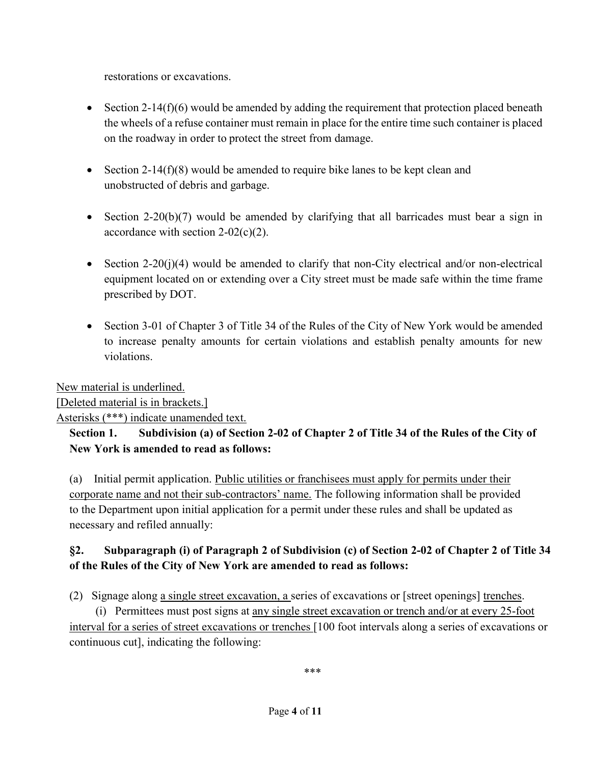restorations or excavations.

- Section 2-14(f)(6) would be amended by adding the requirement that protection placed beneath the wheels of a refuse container must remain in place for the entire time such container is placed on the roadway in order to protect the street from damage.

- Section 2-14(f)(8) would be amended to require bike lanes to be kept clean and unobstructed of debris and garbage.

- Section 2-20(b)(7) would be amended by clarifying that all barricades must bear a sign in accordance with section 2-02(c)(2).

- Section 2-20(j)(4) would be amended to clarify that non-City electrical and/or non-electrical equipment located on or extending over a City street must be made safe within the time frame prescribed by DOT.

- Section 3-01 of Chapter 3 of Title 34 of the Rules of the City of New York would be amended to increase penalty amounts for certain violations and establish penalty amounts for new violations.

<u>New material is underlined.</u>
<u>[Deleted material is in brackets.]</u>
<u>Asterisks (***) indicate unamended text.</u>

**Section 1. Subdivision (a) of Section 2-02 of Chapter 2 of Title 34 of the Rules of the City of New York is amended to read as follows:**

(a) Initial permit application. <u>Public utilities or franchisees must apply for permits under their corporate name and not their sub-contractors' name.</u> The following information shall be provided to the Department upon initial application for a permit under these rules and shall be updated as necessary and refiled annually:

**§2. Subparagraph (i) of Paragraph 2 of Subdivision (c) of Section 2-02 of Chapter 2 of Title 34 of the Rules of the City of New York are amended to read as follows:**

(2) Signage along <u>a single street excavation, a</u> series of excavations or [street openings] <u>trenches</u>.

(i) Permittees must post signs at <u>any single street excavation or trench and/or at every 25-foot interval for a series of street excavations or trenches</u> [100 foot intervals along a series of excavations or continuous cut], indicating the following:

***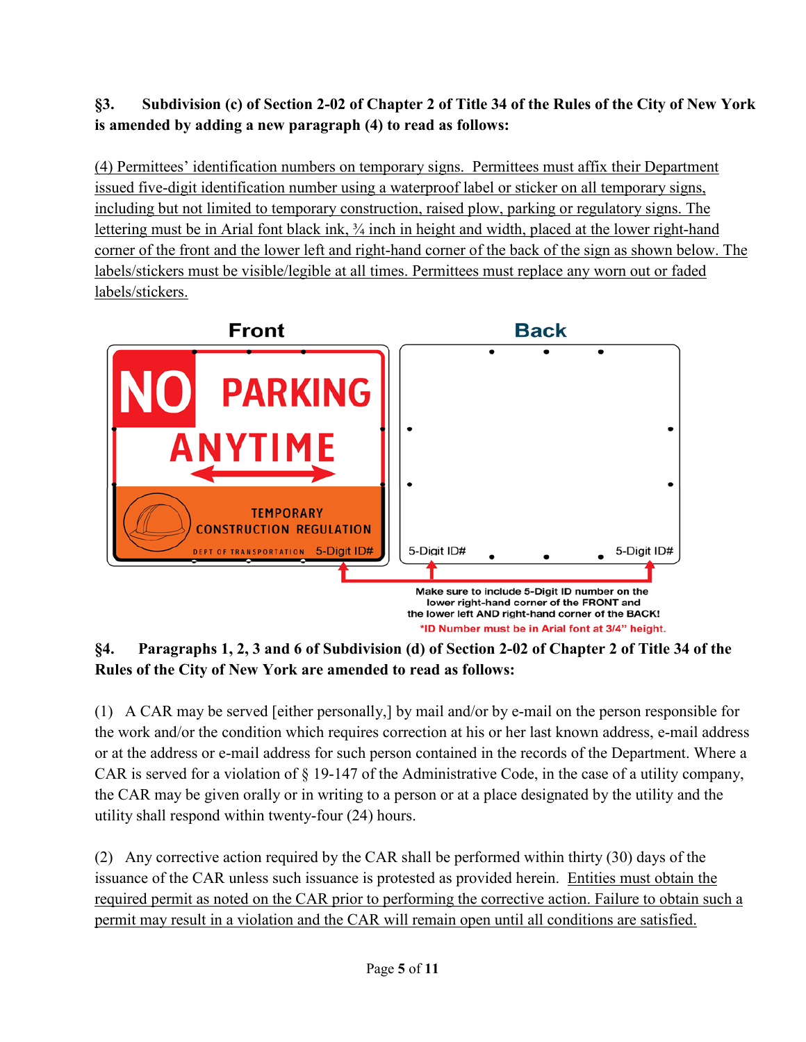**§3. Subdivision (c) of Section 2-02 of Chapter 2 of Title 34 of the Rules of the City of New York is amended by adding a new paragraph (4) to read as follows:**

<u>(4) Permittees' identification numbers on temporary signs. Permittees must affix their Department issued five-digit identification number using a waterproof label or sticker on all temporary signs, including but not limited to temporary construction, raised plow, parking or regulatory signs. The lettering must be in Arial font black ink, ¾ inch in height and width, placed at the lower right-hand corner of the front and the lower left and right-hand corner of the back of the sign as shown below. The labels/stickers must be visible/legible at all times. Permittees must replace any worn out or faded labels/stickers.</u>

Front

NO PARKING ANYTIME

TEMPORARY CONSTRUCTION REGULATION

DEPT OF TRANSPORTATION 5-Digit ID#

Back

5-Digit ID# 5-Digit ID#

Make sure to include 5-Digit ID number on the lower right-hand corner of the FRONT and the lower left AND right-hand corner of the BACK!

*ID Number must be in Arial font at 3/4" height.

**§4. Paragraphs 1, 2, 3 and 6 of Subdivision (d) of Section 2-02 of Chapter 2 of Title 34 of the Rules of the City of New York are amended to read as follows:**

(1) A CAR may be served [either personally,] by mail and/or by e-mail on the person responsible for the work and/or the condition which requires correction at his or her last known address, e-mail address or at the address or e-mail address for such person contained in the records of the Department. Where a CAR is served for a violation of § 19-147 of the Administrative Code, in the case of a utility company, the CAR may be given orally or in writing to a person or at a place designated by the utility and the utility shall respond within twenty-four (24) hours.

(2) Any corrective action required by the CAR shall be performed within thirty (30) days of the issuance of the CAR unless such issuance is protested as provided herein. <u>Entities must obtain the required permit as noted on the CAR prior to performing the corrective action. Failure to obtain such a permit may result in a violation and the CAR will remain open until all conditions are satisfied.</u>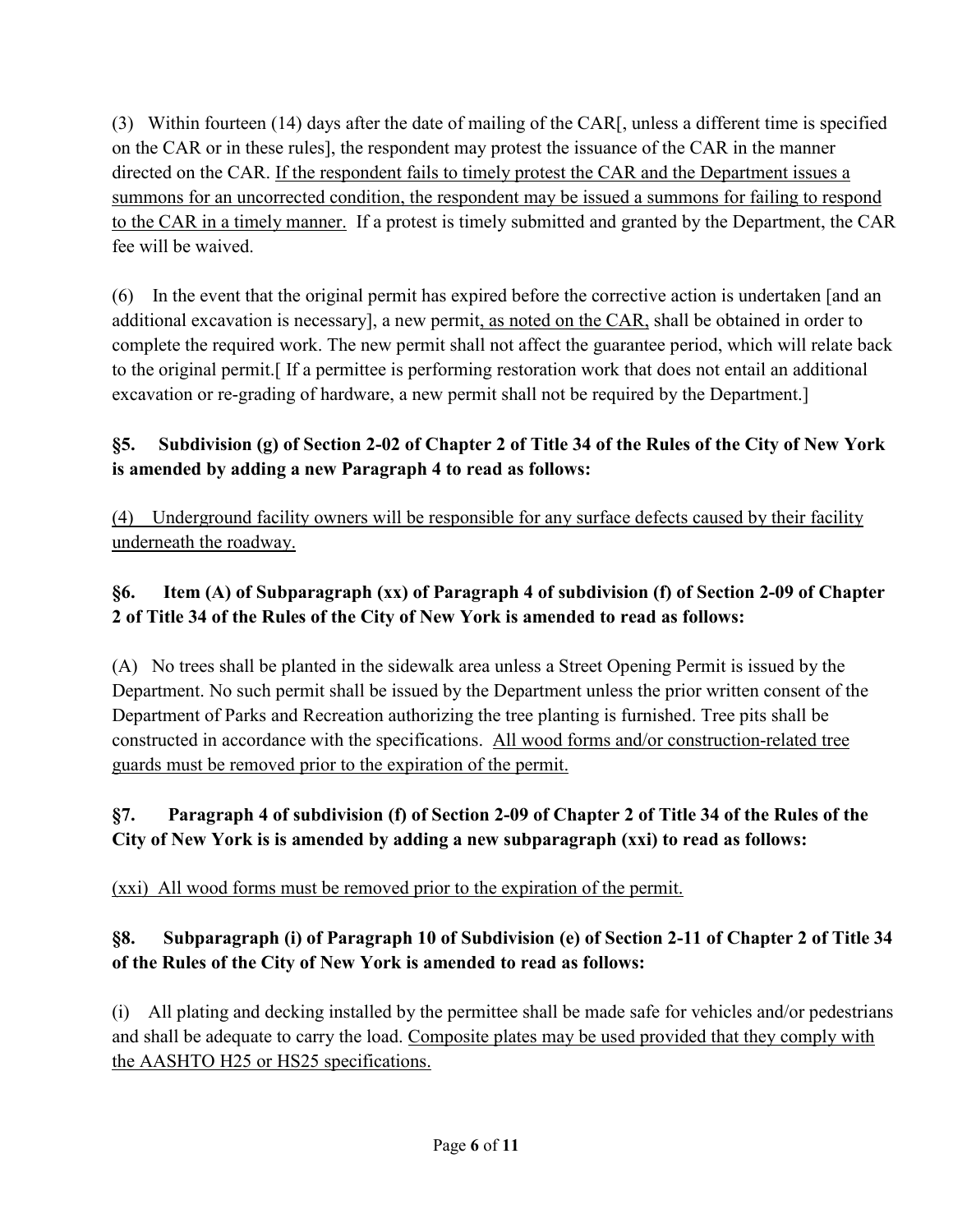(3) Within fourteen (14) days after the date of mailing of the CAR[, unless a different time is specified on the CAR or in these rules], the respondent may protest the issuance of the CAR in the manner directed on the CAR. <u>If the respondent fails to timely protest the CAR and the Department issues a summons for an uncorrected condition, the respondent may be issued a summons for failing to respond to the CAR in a timely manner.</u> If a protest is timely submitted and granted by the Department, the CAR fee will be waived.

(6) In the event that the original permit has expired before the corrective action is undertaken [and an additional excavation is necessary], a new permit<u>, as noted on the CAR,</u> shall be obtained in order to complete the required work. The new permit shall not affect the guarantee period, which will relate back to the original permit.[ If a permittee is performing restoration work that does not entail an additional excavation or re-grading of hardware, a new permit shall not be required by the Department.]

**§5. Subdivision (g) of Section 2-02 of Chapter 2 of Title 34 of the Rules of the City of New York is amended by adding a new Paragraph 4 to read as follows:**

<u>(4) Underground facility owners will be responsible for any surface defects caused by their facility underneath the roadway.</u>

**§6. Item (A) of Subparagraph (xx) of Paragraph 4 of subdivision (f) of Section 2-09 of Chapter 2 of Title 34 of the Rules of the City of New York is amended to read as follows:**

(A) No trees shall be planted in the sidewalk area unless a Street Opening Permit is issued by the Department. No such permit shall be issued by the Department unless the prior written consent of the Department of Parks and Recreation authorizing the tree planting is furnished. Tree pits shall be constructed in accordance with the specifications. <u>All wood forms and/or construction-related tree guards must be removed prior to the expiration of the permit.</u>

**§7. Paragraph 4 of subdivision (f) of Section 2-09 of Chapter 2 of Title 34 of the Rules of the City of New York is is amended by adding a new subparagraph (xxi) to read as follows:**

<u>(xxi) All wood forms must be removed prior to the expiration of the permit.</u>

**§8. Subparagraph (i) of Paragraph 10 of Subdivision (e) of Section 2-11 of Chapter 2 of Title 34 of the Rules of the City of New York is amended to read as follows:**

(i) All plating and decking installed by the permittee shall be made safe for vehicles and/or pedestrians and shall be adequate to carry the load. <u>Composite plates may be used provided that they comply with the AASHTO H25 or HS25 specifications.</u>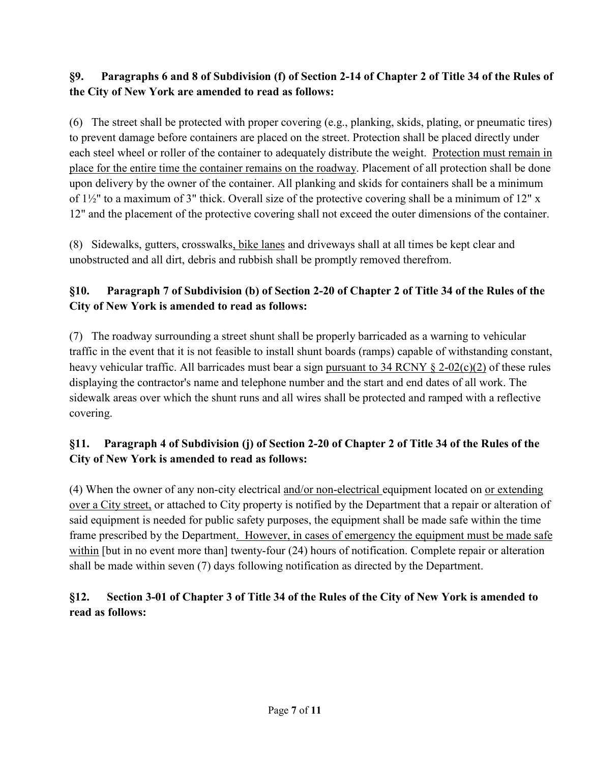**§9. Paragraphs 6 and 8 of Subdivision (f) of Section 2-14 of Chapter 2 of Title 34 of the Rules of the City of New York are amended to read as follows:**

(6) The street shall be protected with proper covering (e.g., planking, skids, plating, or pneumatic tires) to prevent damage before containers are placed on the street. Protection shall be placed directly under each steel wheel or roller of the container to adequately distribute the weight. <u>Protection must remain in place for the entire time the container remains on the roadway</u>. Placement of all protection shall be done upon delivery by the owner of the container. All planking and skids for containers shall be a minimum of 1½" to a maximum of 3" thick. Overall size of the protective covering shall be a minimum of 12" x 12" and the placement of the protective covering shall not exceed the outer dimensions of the container.

(8) Sidewalks, gutters, crosswalks<u>, bike lanes</u> and driveways shall at all times be kept clear and unobstructed and all dirt, debris and rubbish shall be promptly removed therefrom.

**§10. Paragraph 7 of Subdivision (b) of Section 2-20 of Chapter 2 of Title 34 of the Rules of the City of New York is amended to read as follows:**

(7) The roadway surrounding a street shunt shall be properly barricaded as a warning to vehicular traffic in the event that it is not feasible to install shunt boards (ramps) capable of withstanding constant, heavy vehicular traffic. All barricades must bear a sign <u>pursuant to 34 RCNY § 2-02(c)(2)</u> of these rules displaying the contractor's name and telephone number and the start and end dates of all work. The sidewalk areas over which the shunt runs and all wires shall be protected and ramped with a reflective covering.

**§11. Paragraph 4 of Subdivision (j) of Section 2-20 of Chapter 2 of Title 34 of the Rules of the City of New York is amended to read as follows:**

(4) When the owner of any non-city electrical <u>and/or non-electrical</u> equipment located on <u>or extending over a City street,</u> or attached to City property is notified by the Department that a repair or alteration of said equipment is needed for public safety purposes, the equipment shall be made safe within the time frame prescribed by the Department<u>. However, in cases of emergency the equipment must be made safe within</u> [but in no event more than] twenty-four (24) hours of notification. Complete repair or alteration shall be made within seven (7) days following notification as directed by the Department.

**§12. Section 3-01 of Chapter 3 of Title 34 of the Rules of the City of New York is amended to read as follows:**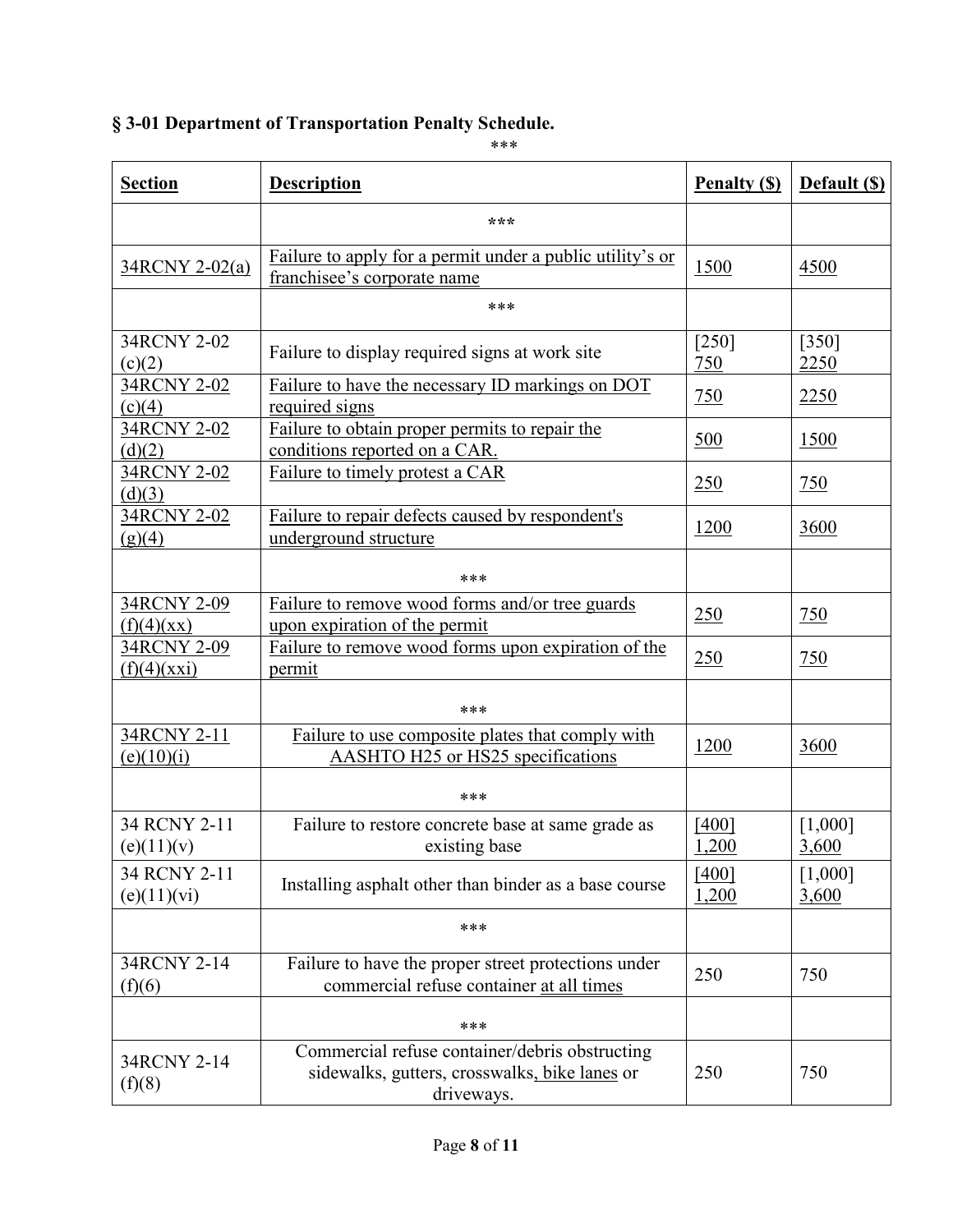**§ 3-01 Department of Transportation Penalty Schedule.**

***

| Section | Description | Penalty ($) | Default ($) |
|---|---|---|---|
| | *** | | |
| 34RCNY 2-02(a) | Failure to apply for a permit under a public utility's or franchisee's corporate name | 1500 | 4500 |
| | *** | | |
| 34RCNY 2-02 (c)(2) | Failure to display required signs at work site | [250] 750 | [350] 2250 |
| 34RCNY 2-02 (c)(4) | Failure to have the necessary ID markings on DOT required signs | 750 | 2250 |
| 34RCNY 2-02 (d)(2) | Failure to obtain proper permits to repair the conditions reported on a CAR. | 500 | 1500 |
| 34RCNY 2-02 (d)(3) | Failure to timely protest a CAR | 250 | 750 |
| 34RCNY 2-02 (g)(4) | Failure to repair defects caused by respondent's underground structure | 1200 | 3600 |
| | *** | | |
| 34RCNY 2-09 (f)(4)(xx) | Failure to remove wood forms and/or tree guards upon expiration of the permit | 250 | 750 |
| 34RCNY 2-09 (f)(4)(xxi) | Failure to remove wood forms upon expiration of the permit | 250 | 750 |
| | *** | | |
| 34RCNY 2-11 (e)(10)(i) | Failure to use composite plates that comply with AASHTO H25 or HS25 specifications | 1200 | 3600 |
| | *** | | |
| 34 RCNY 2-11 (e)(11)(v) | Failure to restore concrete base at same grade as existing base | [400] 1,200 | [1,000] 3,600 |
| 34 RCNY 2-11 (e)(11)(vi) | Installing asphalt other than binder as a base course | [400] 1,200 | [1,000] 3,600 |
| | *** | | |
| 34RCNY 2-14 (f)(6) | Failure to have the proper street protections under commercial refuse container at all times | 250 | 750 |
| | *** | | |
| 34RCNY 2-14 (f)(8) | Commercial refuse container/debris obstructing sidewalks, gutters, crosswalks, bike lanes or driveways. | 250 | 750 |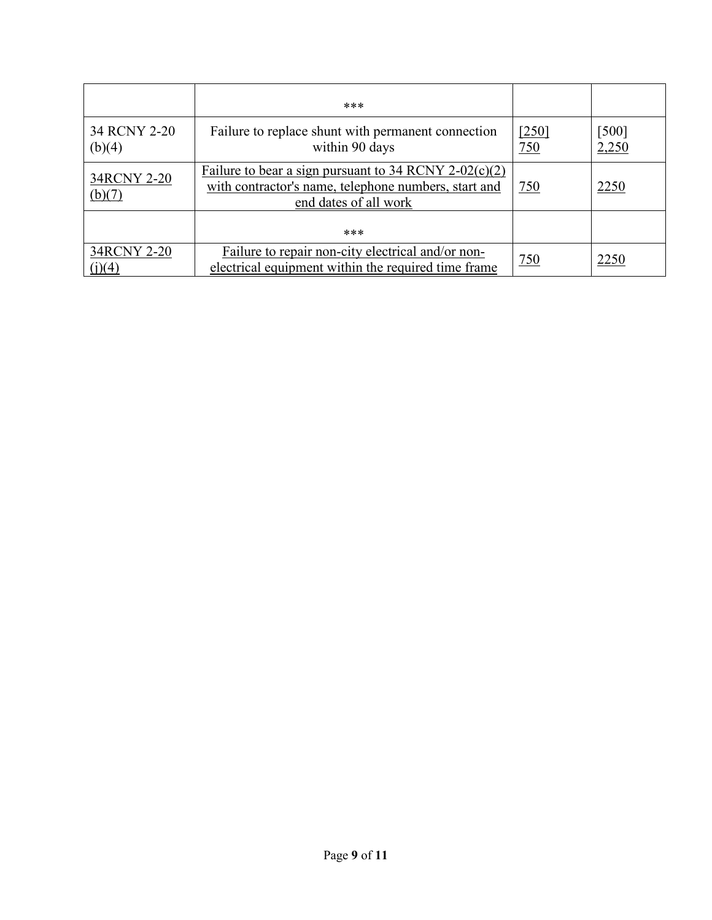| | | | |
|---|---|---|---|
| | *** | | |
| 34 RCNY 2-20 (b)(4) | Failure to replace shunt with permanent connection within 90 days | [250] 750 | [500] 2,250 |
| 34RCNY 2-20 (b)(7) | Failure to bear a sign pursuant to 34 RCNY 2-02(c)(2) with contractor's name, telephone numbers, start and end dates of all work | 750 | 2250 |
| | *** | | |
| 34RCNY 2-20 (j)(4) | Failure to repair non-city electrical and/or non-electrical equipment within the required time frame | 750 | 2250 |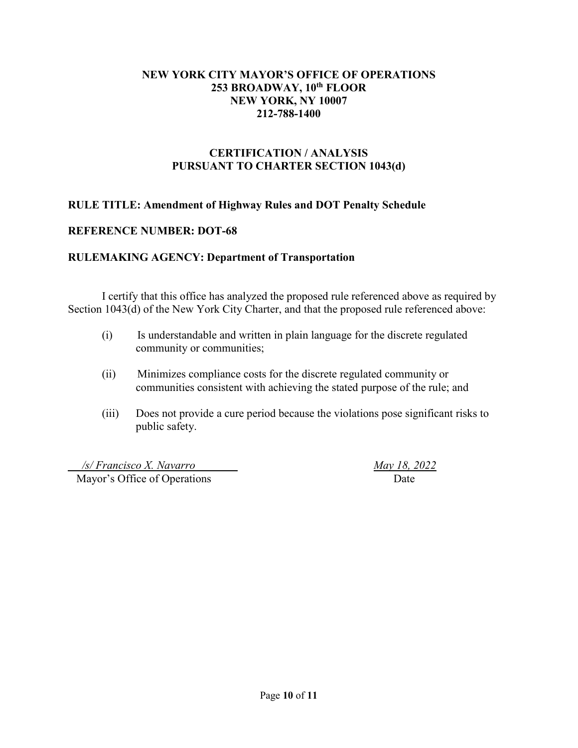**NEW YORK CITY MAYOR'S OFFICE OF OPERATIONS**
**253 BROADWAY, 10th FLOOR**
**NEW YORK, NY 10007**
**212-788-1400**

**CERTIFICATION / ANALYSIS**
**PURSUANT TO CHARTER SECTION 1043(d)**

**RULE TITLE: Amendment of Highway Rules and DOT Penalty Schedule**

**REFERENCE NUMBER: DOT-68**

**RULEMAKING AGENCY: Department of Transportation**

I certify that this office has analyzed the proposed rule referenced above as required by Section 1043(d) of the New York City Charter, and that the proposed rule referenced above:

(i) Is understandable and written in plain language for the discrete regulated community or communities;

(ii) Minimizes compliance costs for the discrete regulated community or communities consistent with achieving the stated purpose of the rule; and

(iii) Does not provide a cure period because the violations pose significant risks to public safety.

*/s/ Francisco X. Navarro* — *May 18, 2022*

Mayor's Office of Operations — Date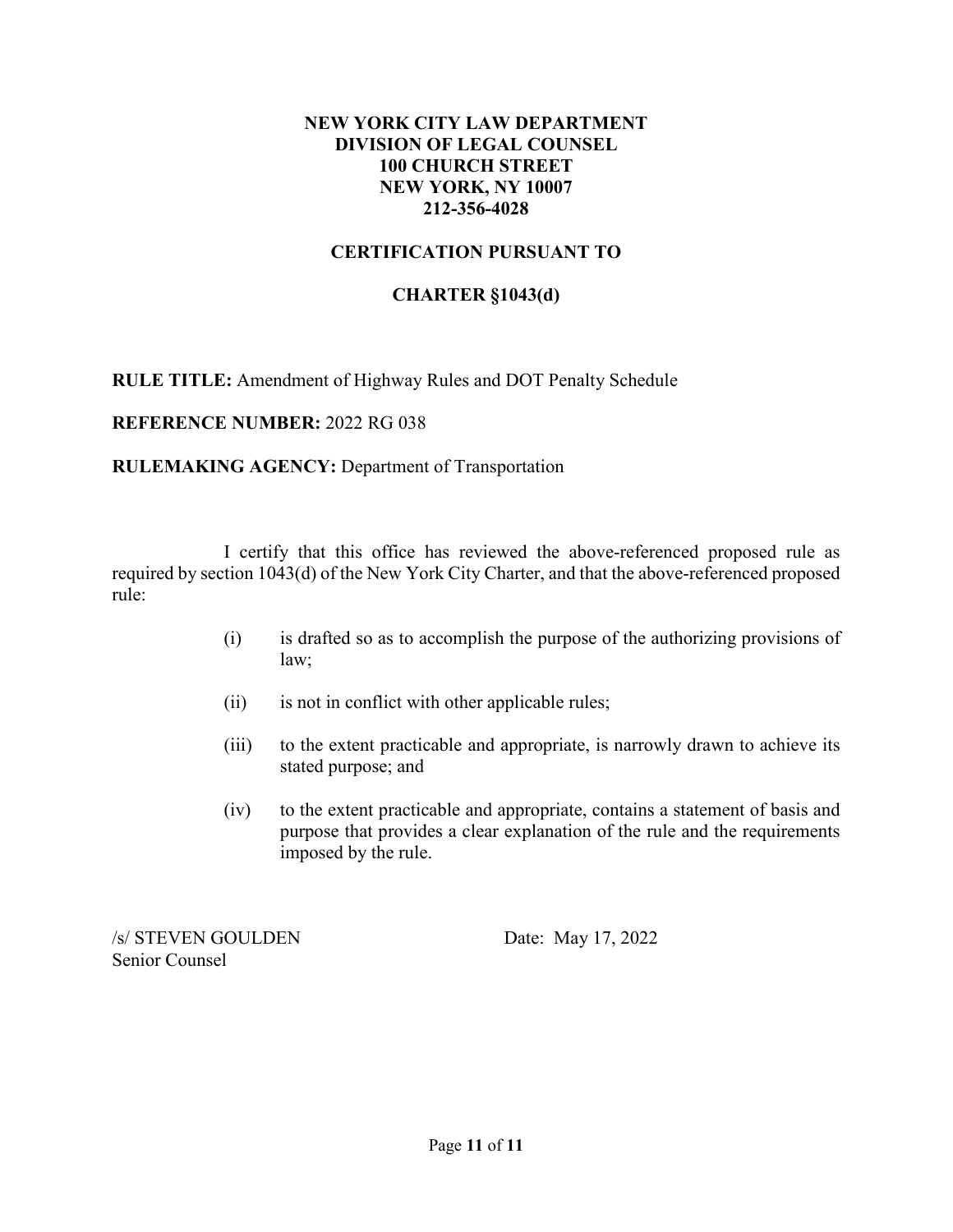**NEW YORK CITY LAW DEPARTMENT**
**DIVISION OF LEGAL COUNSEL**
**100 CHURCH STREET**
**NEW YORK, NY 10007**
**212-356-4028**

**CERTIFICATION PURSUANT TO**

**CHARTER §1043(d)**

**RULE TITLE:** Amendment of Highway Rules and DOT Penalty Schedule

**REFERENCE NUMBER:** 2022 RG 038

**RULEMAKING AGENCY:** Department of Transportation

I certify that this office has reviewed the above-referenced proposed rule as required by section 1043(d) of the New York City Charter, and that the above-referenced proposed rule:

(i) is drafted so as to accomplish the purpose of the authorizing provisions of law;

(ii) is not in conflict with other applicable rules;

(iii) to the extent practicable and appropriate, is narrowly drawn to achieve its stated purpose; and

(iv) to the extent practicable and appropriate, contains a statement of basis and purpose that provides a clear explanation of the rule and the requirements imposed by the rule.

/s/ STEVEN GOULDEN
Senior Counsel

Date: May 17, 2022